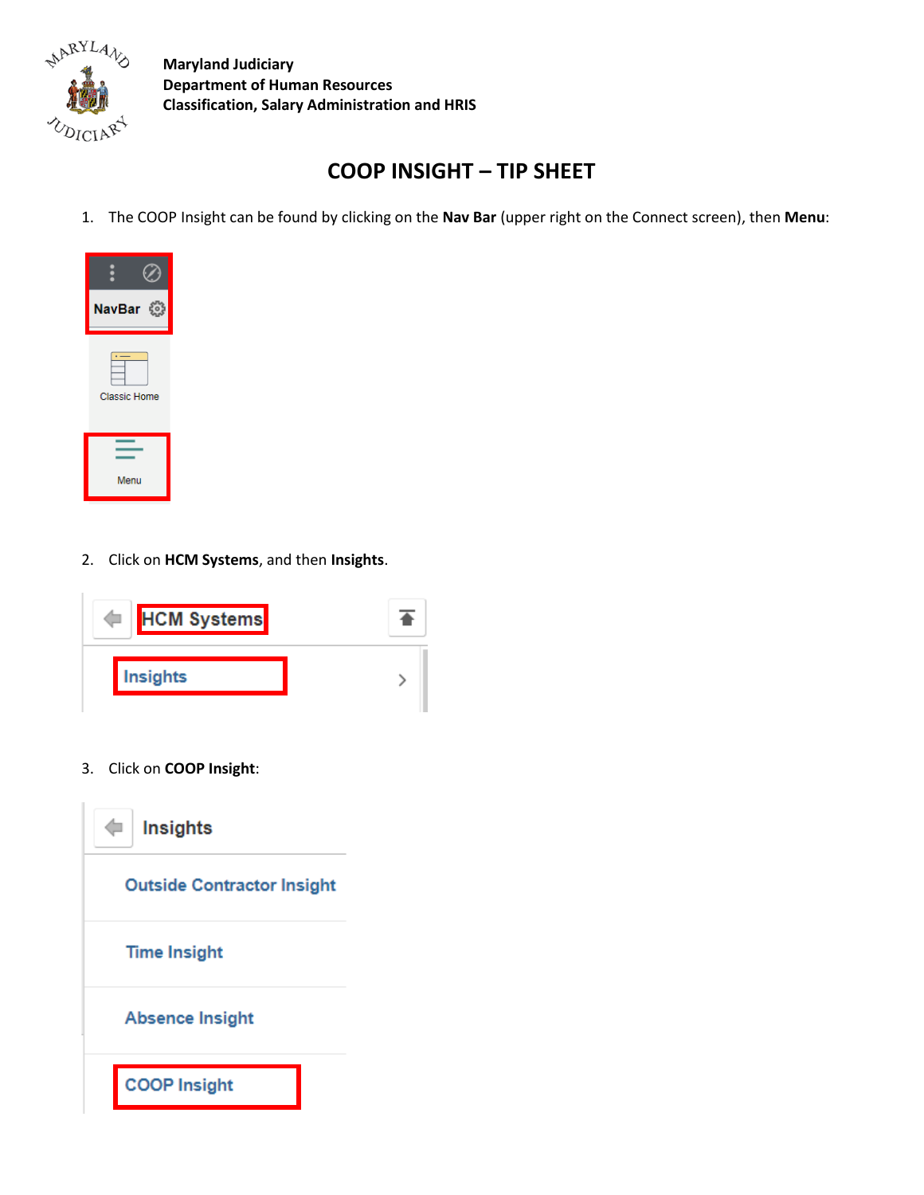Maryland Judiciary
Department of Human Resources
Classification, Salary Administration and HRIS

# COOP INSIGHT – TIP SHEET

1. The COOP Insight can be found by clicking on the **Nav Bar** (upper right on the Connect screen), then **Menu**:

2. Click on **HCM Systems**, and then **Insights**.

3. Click on **COOP Insight**: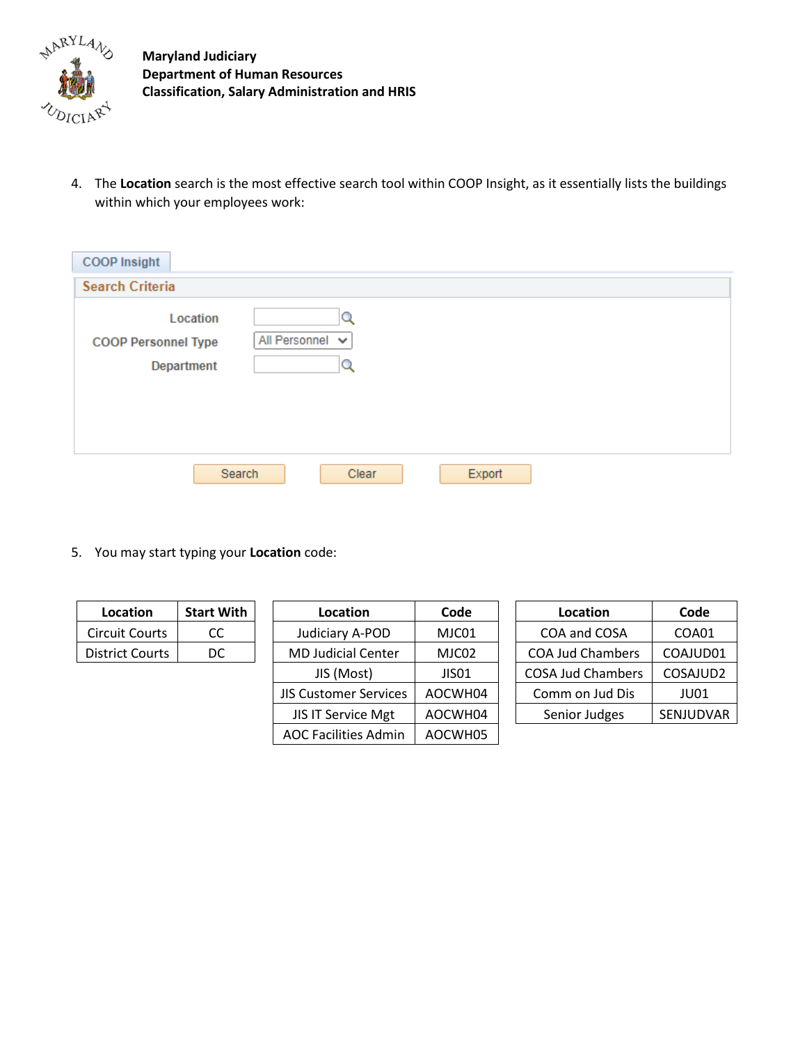**Maryland Judiciary**
**Department of Human Resources**
**Classification, Salary Administration and HRIS**

4. The **Location** search is the most effective search tool within COOP Insight, as it essentially lists the buildings within which your employees work:

COOP Insight

Search Criteria

Location

COOP Personnel Type: All Personnel

Department

Search | Clear | Export

5. You may start typing your **Location** code:

| Location | Start With |
|---|---|
| Circuit Courts | CC |
| District Courts | DC |

| Location | Code |
|---|---|
| Judiciary A-POD | MJC01 |
| MD Judicial Center | MJC02 |
| JIS (Most) | JIS01 |
| JIS Customer Services | AOCWH04 |
| JIS IT Service Mgt | AOCWH04 |
| AOC Facilities Admin | AOCWH05 |

| Location | Code |
|---|---|
| COA and COSA | COA01 |
| COA Jud Chambers | COAJUD01 |
| COSA Jud Chambers | COSAJUD2 |
| Comm on Jud Dis | JU01 |
| Senior Judges | SENJUDVAR |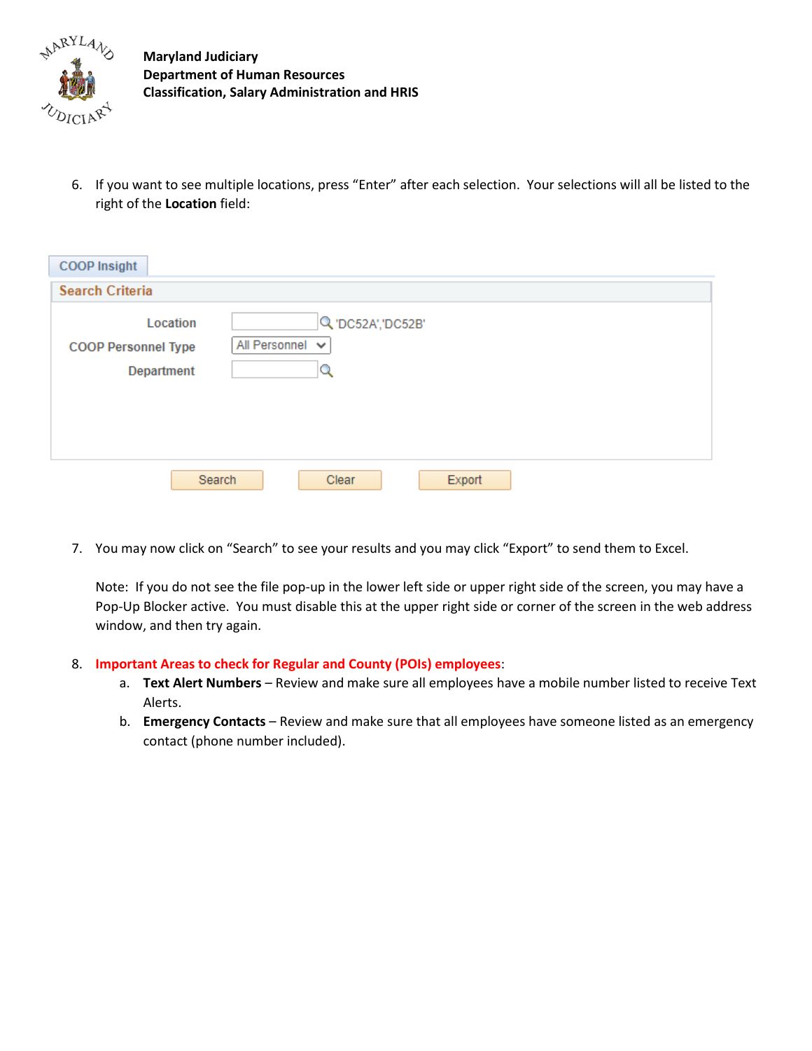6. If you want to see multiple locations, press "Enter" after each selection. Your selections will all be listed to the right of the **Location** field:

7. You may now click on "Search" to see your results and you may click "Export" to send them to Excel.

   Note: If you do not see the file pop-up in the lower left side or upper right side of the screen, you may have a Pop-Up Blocker active. You must disable this at the upper right side or corner of the screen in the web address window, and then try again.

8. **Important Areas to check for Regular and County (POIs) employees**:
   a. **Text Alert Numbers** – Review and make sure all employees have a mobile number listed to receive Text Alerts.
   b. **Emergency Contacts** – Review and make sure that all employees have someone listed as an emergency contact (phone number included).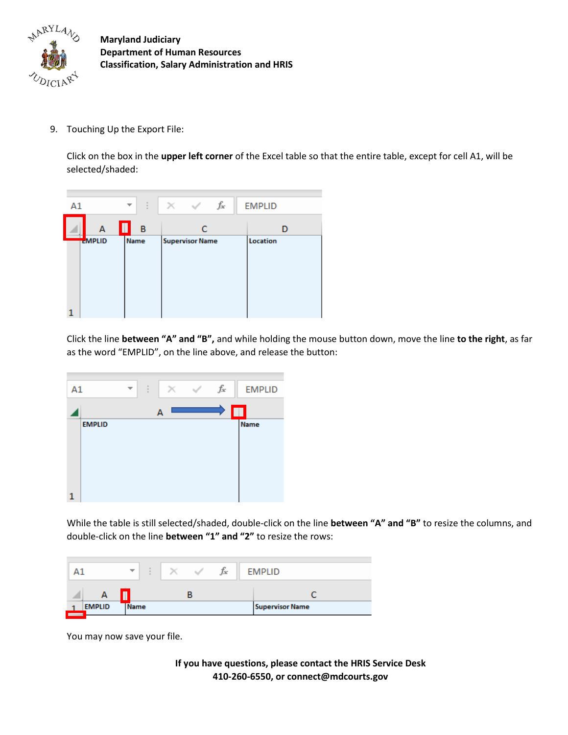Maryland Judiciary
Department of Human Resources
Classification, Salary Administration and HRIS

9. Touching Up the Export File:

   Click on the box in the **upper left corner** of the Excel table so that the entire table, except for cell A1, will be selected/shaded:

   Click the line **between "A" and "B",** and while holding the mouse button down, move the line **to the right**, as far as the word "EMPLID", on the line above, and release the button:

   While the table is still selected/shaded, double-click on the line **between "A" and "B"** to resize the columns, and double-click on the line **between "1" and "2"** to resize the rows:

   You may now save your file.

**If you have questions, please contact the HRIS Service Desk**
**410-260-6550, or connect@mdcourts.gov**